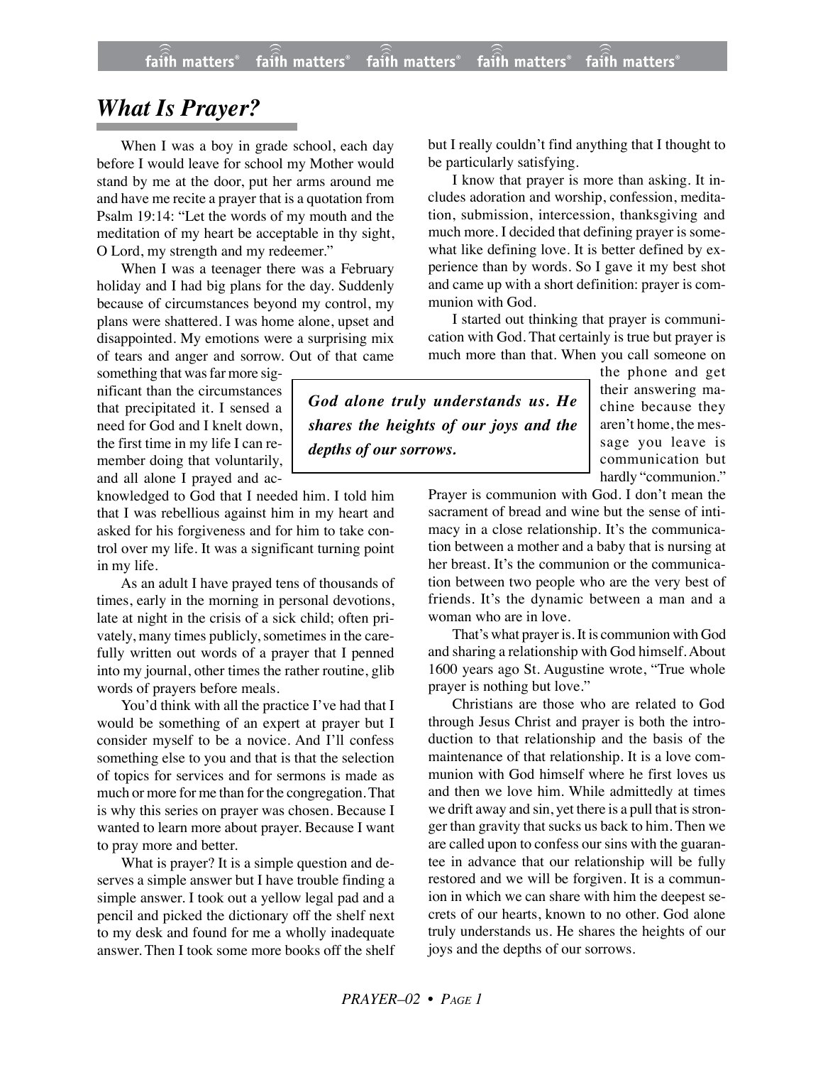# *What Is Prayer?*

When I was a boy in grade school, each day before I would leave for school my Mother would stand by me at the door, put her arms around me and have me recite a prayer that is a quotation from Psalm 19:14: "Let the words of my mouth and the meditation of my heart be acceptable in thy sight, O Lord, my strength and my redeemer."

When I was a teenager there was a February holiday and I had big plans for the day. Suddenly because of circumstances beyond my control, my plans were shattered. I was home alone, upset and disappointed. My emotions were a surprising mix of tears and anger and sorrow. Out of that came something that was far more significant than the circumstances that precipitated it. I sensed a need for God and I knelt down, the first time in my life I can remember doing that voluntarily, and all alone I prayed and acknowledged to God that I needed him. I told him that I was rebellious against him in my heart and asked for his forgiveness and for him to take control over my life. It was a significant turning point in my life.

As an adult I have prayed tens of thousands of times, early in the morning in personal devotions, late at night in the crisis of a sick child; often privately, many times publicly, sometimes in the carefully written out words of a prayer that I penned into my journal, other times the rather routine, glib words of prayers before meals.

You'd think with all the practice I've had that I would be something of an expert at prayer but I consider myself to be a novice. And I'll confess something else to you and that is that the selection of topics for services and for sermons is made as much or more for me than for the congregation. That is why this series on prayer was chosen. Because I wanted to learn more about prayer. Because I want to pray more and better.

What is prayer? It is a simple question and deserves a simple answer but I have trouble finding a simple answer. I took out a yellow legal pad and a pencil and picked the dictionary off the shelf next to my desk and found for me a wholly inadequate answer. Then I took some more books off the shelf but I really couldn't find anything that I thought to be particularly satisfying.

I know that prayer is more than asking. It includes adoration and worship, confession, meditation, submission, intercession, thanksgiving and much more. I decided that defining prayer is somewhat like defining love. It is better defined by experience than by words. So I gave it my best shot and came up with a short definition: prayer is communion with God.

I started out thinking that prayer is communication with God. That certainly is true but prayer is much more than that. When you call someone on the phone and get their answering machine because they aren't home, the message you leave is communication but hardly "communion."

> ***God alone truly understands us. He shares the heights of our joys and the depths of our sorrows.***

Prayer is communion with God. I don't mean the sacrament of bread and wine but the sense of intimacy in a close relationship. It's the communication between a mother and a baby that is nursing at her breast. It's the communion or the communication between two people who are the very best of friends. It's the dynamic between a man and a woman who are in love.

That's what prayer is. It is communion with God and sharing a relationship with God himself. About 1600 years ago St. Augustine wrote, "True whole prayer is nothing but love."

Christians are those who are related to God through Jesus Christ and prayer is both the introduction to that relationship and the basis of the maintenance of that relationship. It is a love communion with God himself where he first loves us and then we love him. While admittedly at times we drift away and sin, yet there is a pull that is stronger than gravity that sucks us back to him. Then we are called upon to confess our sins with the guarantee in advance that our relationship will be fully restored and we will be forgiven. It is a communion in which we can share with him the deepest secrets of our hearts, known to no other. God alone truly understands us. He shares the heights of our joys and the depths of our sorrows.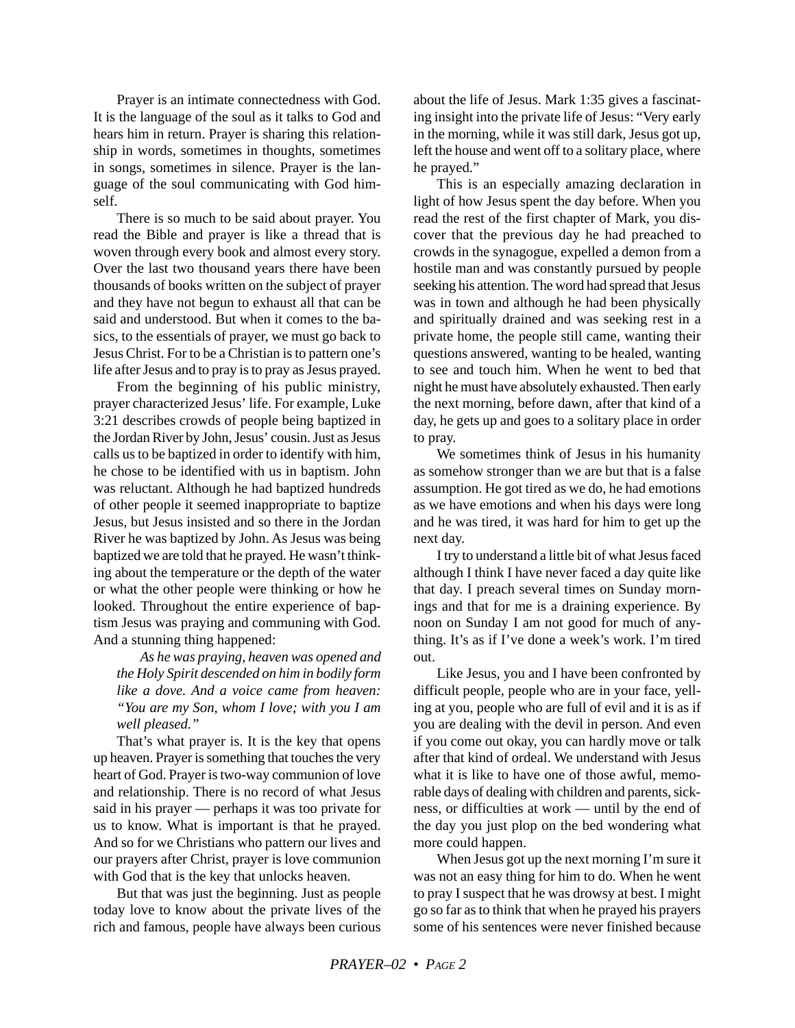Prayer is an intimate connectedness with God. It is the language of the soul as it talks to God and hears him in return. Prayer is sharing this relationship in words, sometimes in thoughts, sometimes in songs, sometimes in silence. Prayer is the language of the soul communicating with God himself.

There is so much to be said about prayer. You read the Bible and prayer is like a thread that is woven through every book and almost every story. Over the last two thousand years there have been thousands of books written on the subject of prayer and they have not begun to exhaust all that can be said and understood. But when it comes to the basics, to the essentials of prayer, we must go back to Jesus Christ. For to be a Christian is to pattern one's life after Jesus and to pray is to pray as Jesus prayed.

From the beginning of his public ministry, prayer characterized Jesus' life. For example, Luke 3:21 describes crowds of people being baptized in the Jordan River by John, Jesus' cousin. Just as Jesus calls us to be baptized in order to identify with him, he chose to be identified with us in baptism. John was reluctant. Although he had baptized hundreds of other people it seemed inappropriate to baptize Jesus, but Jesus insisted and so there in the Jordan River he was baptized by John. As Jesus was being baptized we are told that he prayed. He wasn't thinking about the temperature or the depth of the water or what the other people were thinking or how he looked. Throughout the entire experience of baptism Jesus was praying and communing with God. And a stunning thing happened:

> *As he was praying, heaven was opened and the Holy Spirit descended on him in bodily form like a dove. And a voice came from heaven: "You are my Son, whom I love; with you I am well pleased."*

That's what prayer is. It is the key that opens up heaven. Prayer is something that touches the very heart of God. Prayer is two-way communion of love and relationship. There is no record of what Jesus said in his prayer — perhaps it was too private for us to know. What is important is that he prayed. And so for we Christians who pattern our lives and our prayers after Christ, prayer is love communion with God that is the key that unlocks heaven.

But that was just the beginning. Just as people today love to know about the private lives of the rich and famous, people have always been curious about the life of Jesus. Mark 1:35 gives a fascinating insight into the private life of Jesus: "Very early in the morning, while it was still dark, Jesus got up, left the house and went off to a solitary place, where he prayed."

This is an especially amazing declaration in light of how Jesus spent the day before. When you read the rest of the first chapter of Mark, you discover that the previous day he had preached to crowds in the synagogue, expelled a demon from a hostile man and was constantly pursued by people seeking his attention. The word had spread that Jesus was in town and although he had been physically and spiritually drained and was seeking rest in a private home, the people still came, wanting their questions answered, wanting to be healed, wanting to see and touch him. When he went to bed that night he must have absolutely exhausted. Then early the next morning, before dawn, after that kind of a day, he gets up and goes to a solitary place in order to pray.

We sometimes think of Jesus in his humanity as somehow stronger than we are but that is a false assumption. He got tired as we do, he had emotions as we have emotions and when his days were long and he was tired, it was hard for him to get up the next day.

I try to understand a little bit of what Jesus faced although I think I have never faced a day quite like that day. I preach several times on Sunday mornings and that for me is a draining experience. By noon on Sunday I am not good for much of anything. It's as if I've done a week's work. I'm tired out.

Like Jesus, you and I have been confronted by difficult people, people who are in your face, yelling at you, people who are full of evil and it is as if you are dealing with the devil in person. And even if you come out okay, you can hardly move or talk after that kind of ordeal. We understand with Jesus what it is like to have one of those awful, memorable days of dealing with children and parents, sickness, or difficulties at work — until by the end of the day you just plop on the bed wondering what more could happen.

When Jesus got up the next morning I'm sure it was not an easy thing for him to do. When he went to pray I suspect that he was drowsy at best. I might go so far as to think that when he prayed his prayers some of his sentences were never finished because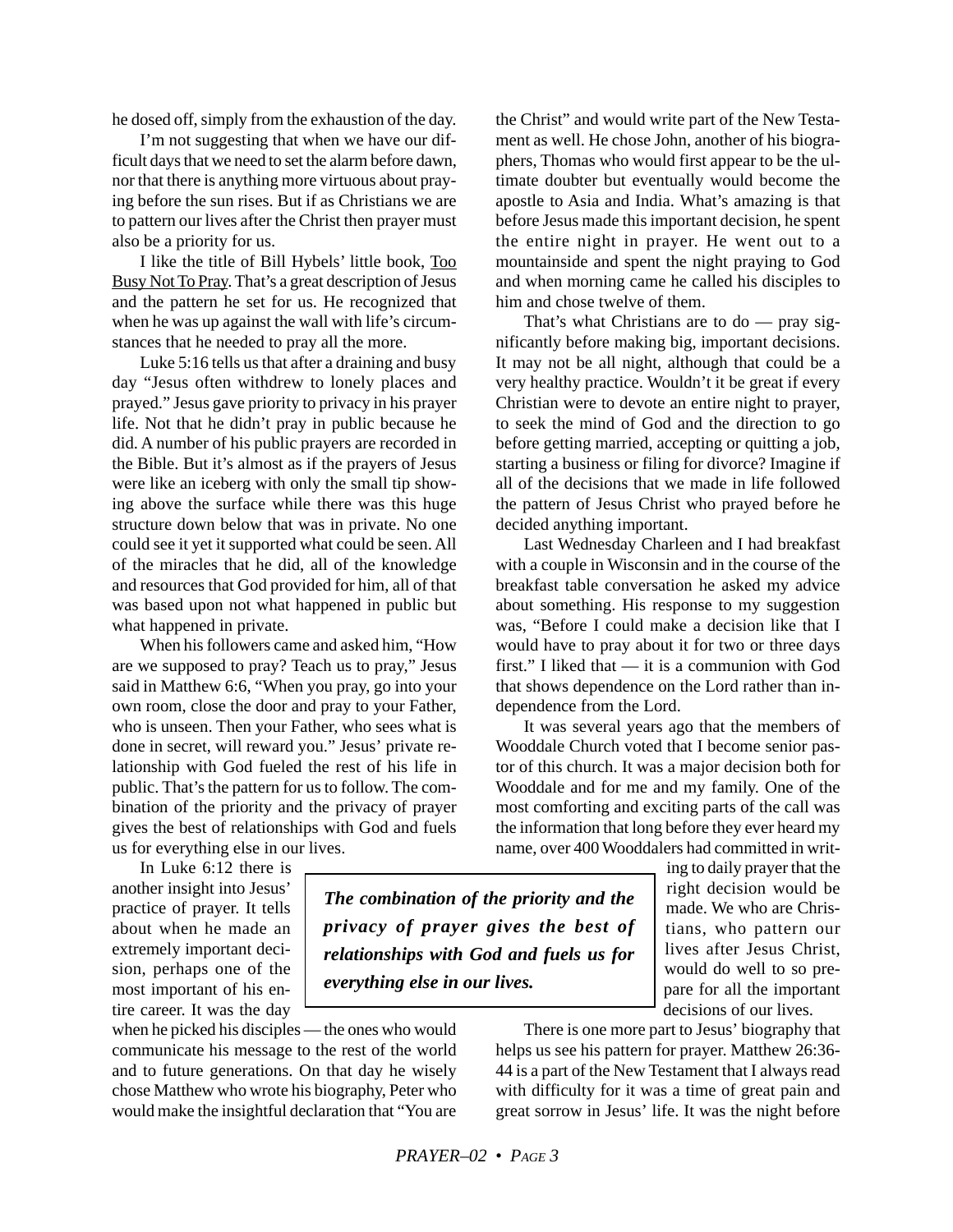he dosed off, simply from the exhaustion of the day.

I'm not suggesting that when we have our difficult days that we need to set the alarm before dawn, nor that there is anything more virtuous about praying before the sun rises. But if as Christians we are to pattern our lives after the Christ then prayer must also be a priority for us.

I like the title of Bill Hybels' little book, Too Busy Not To Pray. That's a great description of Jesus and the pattern he set for us. He recognized that when he was up against the wall with life's circumstances that he needed to pray all the more.

Luke 5:16 tells us that after a draining and busy day "Jesus often withdrew to lonely places and prayed." Jesus gave priority to privacy in his prayer life. Not that he didn't pray in public because he did. A number of his public prayers are recorded in the Bible. But it's almost as if the prayers of Jesus were like an iceberg with only the small tip showing above the surface while there was this huge structure down below that was in private. No one could see it yet it supported what could be seen. All of the miracles that he did, all of the knowledge and resources that God provided for him, all of that was based upon not what happened in public but what happened in private.

When his followers came and asked him, "How are we supposed to pray? Teach us to pray," Jesus said in Matthew 6:6, "When you pray, go into your own room, close the door and pray to your Father, who is unseen. Then your Father, who sees what is done in secret, will reward you." Jesus' private relationship with God fueled the rest of his life in public. That's the pattern for us to follow. The combination of the priority and the privacy of prayer gives the best of relationships with God and fuels us for everything else in our lives.

> ***The combination of the priority and the privacy of prayer gives the best of relationships with God and fuels us for everything else in our lives.***

In Luke 6:12 there is another insight into Jesus' practice of prayer. It tells about when he made an extremely important decision, perhaps one of the most important of his entire career. It was the day when he picked his disciples — the ones who would communicate his message to the rest of the world and to future generations. On that day he wisely chose Matthew who wrote his biography, Peter who would make the insightful declaration that "You are the Christ" and would write part of the New Testament as well. He chose John, another of his biographers, Thomas who would first appear to be the ultimate doubter but eventually would become the apostle to Asia and India. What's amazing is that before Jesus made this important decision, he spent the entire night in prayer. He went out to a mountainside and spent the night praying to God and when morning came he called his disciples to him and chose twelve of them.

That's what Christians are to do — pray significantly before making big, important decisions. It may not be all night, although that could be a very healthy practice. Wouldn't it be great if every Christian were to devote an entire night to prayer, to seek the mind of God and the direction to go before getting married, accepting or quitting a job, starting a business or filing for divorce? Imagine if all of the decisions that we made in life followed the pattern of Jesus Christ who prayed before he decided anything important.

Last Wednesday Charleen and I had breakfast with a couple in Wisconsin and in the course of the breakfast table conversation he asked my advice about something. His response to my suggestion was, "Before I could make a decision like that I would have to pray about it for two or three days first." I liked that — it is a communion with God that shows dependence on the Lord rather than independence from the Lord.

It was several years ago that the members of Wooddale Church voted that I become senior pastor of this church. It was a major decision both for Wooddale and for me and my family. One of the most comforting and exciting parts of the call was the information that long before they ever heard my name, over 400 Wooddalers had committed in writing to daily prayer that the right decision would be made. We who are Christians, who pattern our lives after Jesus Christ, would do well to so prepare for all the important decisions of our lives.

There is one more part to Jesus' biography that helps us see his pattern for prayer. Matthew 26:36-44 is a part of the New Testament that I always read with difficulty for it was a time of great pain and great sorrow in Jesus' life. It was the night before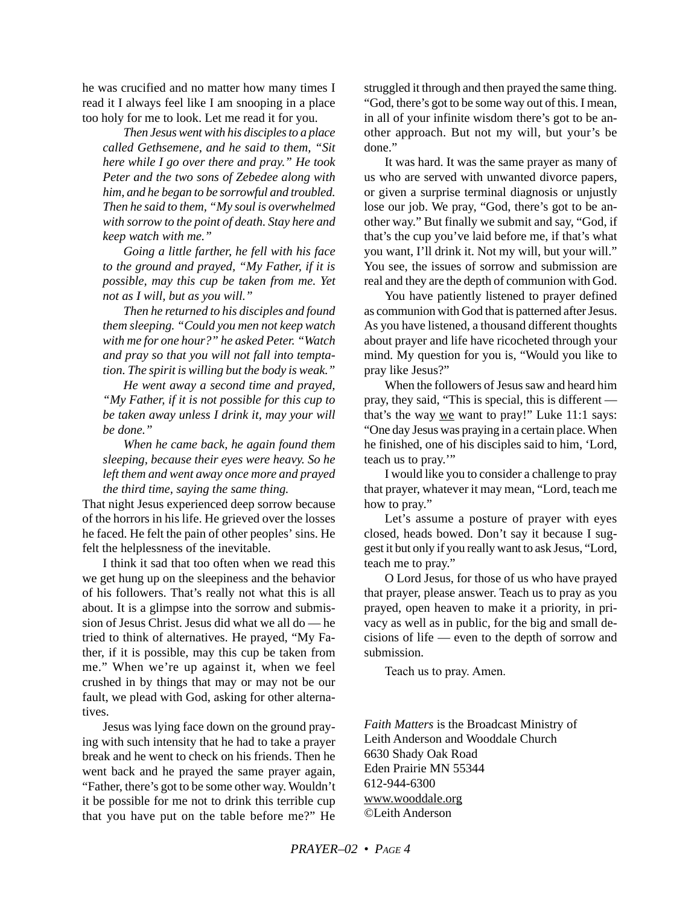he was crucified and no matter how many times I read it I always feel like I am snooping in a place too holy for me to look. Let me read it for you.

> *Then Jesus went with his disciples to a place called Gethsemene, and he said to them, "Sit here while I go over there and pray." He took Peter and the two sons of Zebedee along with him, and he began to be sorrowful and troubled. Then he said to them, "My soul is overwhelmed with sorrow to the point of death. Stay here and keep watch with me."*
>
> *Going a little farther, he fell with his face to the ground and prayed, "My Father, if it is possible, may this cup be taken from me. Yet not as I will, but as you will."*
>
> *Then he returned to his disciples and found them sleeping. "Could you men not keep watch with me for one hour?" he asked Peter. "Watch and pray so that you will not fall into temptation. The spirit is willing but the body is weak."*
>
> *He went away a second time and prayed, "My Father, if it is not possible for this cup to be taken away unless I drink it, may your will be done."*
>
> *When he came back, he again found them sleeping, because their eyes were heavy. So he left them and went away once more and prayed the third time, saying the same thing.*

That night Jesus experienced deep sorrow because of the horrors in his life. He grieved over the losses he faced. He felt the pain of other peoples' sins. He felt the helplessness of the inevitable.

I think it sad that too often when we read this we get hung up on the sleepiness and the behavior of his followers. That's really not what this is all about. It is a glimpse into the sorrow and submission of Jesus Christ. Jesus did what we all do — he tried to think of alternatives. He prayed, "My Father, if it is possible, may this cup be taken from me." When we're up against it, when we feel crushed in by things that may or may not be our fault, we plead with God, asking for other alternatives.

Jesus was lying face down on the ground praying with such intensity that he had to take a prayer break and he went to check on his friends. Then he went back and he prayed the same prayer again, "Father, there's got to be some other way. Wouldn't it be possible for me not to drink this terrible cup that you have put on the table before me?" He struggled it through and then prayed the same thing. "God, there's got to be some way out of this. I mean, in all of your infinite wisdom there's got to be another approach. But not my will, but your's be done."

It was hard. It was the same prayer as many of us who are served with unwanted divorce papers, or given a surprise terminal diagnosis or unjustly lose our job. We pray, "God, there's got to be another way." But finally we submit and say, "God, if that's the cup you've laid before me, if that's what you want, I'll drink it. Not my will, but your will." You see, the issues of sorrow and submission are real and they are the depth of communion with God.

You have patiently listened to prayer defined as communion with God that is patterned after Jesus. As you have listened, a thousand different thoughts about prayer and life have ricocheted through your mind. My question for you is, "Would you like to pray like Jesus?"

When the followers of Jesus saw and heard him pray, they said, "This is special, this is different — that's the way <u>we</u> want to pray!" Luke 11:1 says: "One day Jesus was praying in a certain place. When he finished, one of his disciples said to him, 'Lord, teach us to pray.'"

I would like you to consider a challenge to pray that prayer, whatever it may mean, "Lord, teach me how to pray."

Let's assume a posture of prayer with eyes closed, heads bowed. Don't say it because I suggest it but only if you really want to ask Jesus, "Lord, teach me to pray."

O Lord Jesus, for those of us who have prayed that prayer, please answer. Teach us to pray as you prayed, open heaven to make it a priority, in privacy as well as in public, for the big and small decisions of life — even to the depth of sorrow and submission.

Teach us to pray. Amen.

*Faith Matters* is the Broadcast Ministry of
Leith Anderson and Wooddale Church
6630 Shady Oak Road
Eden Prairie MN 55344
612-944-6300
www.wooddale.org
©Leith Anderson